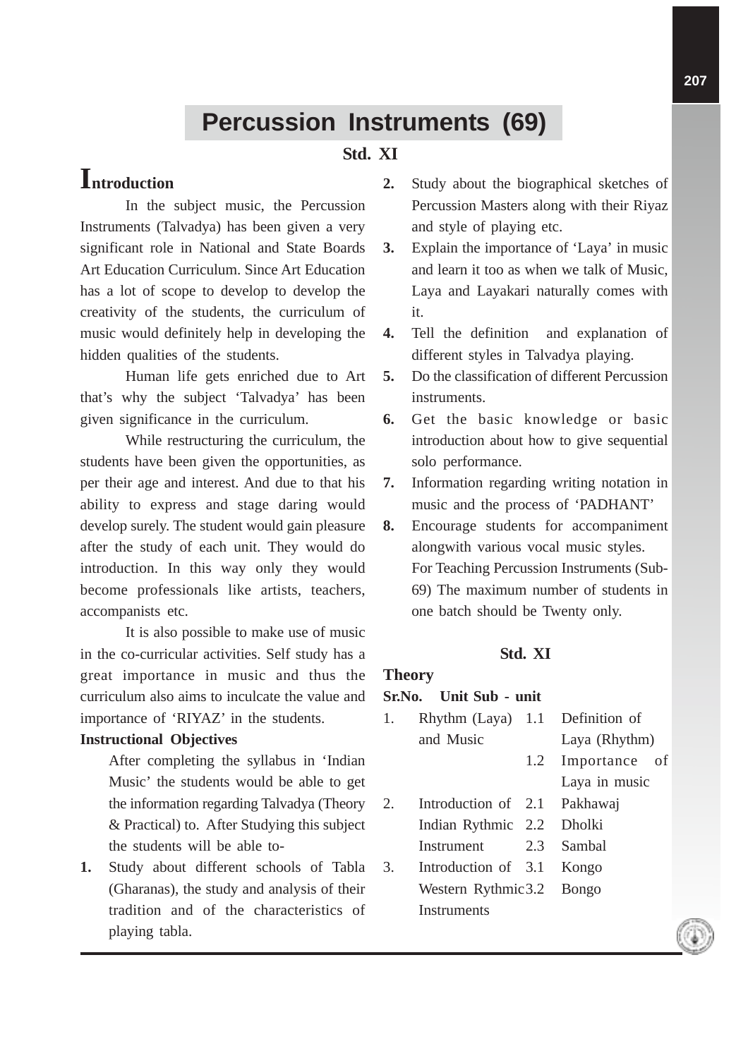# Percussion Instruments (69)

## Std. XI

## Introduction

In the subject music, the Percussion Instruments (Talvadya) has been given a very significant role in National and State Boards Art Education Curriculum. Since Art Education has a lot of scope to develop to develop the creativity of the students, the curriculum of music would definitely help in developing the hidden qualities of the students.

Human life gets enriched due to Art that's why the subject 'Talvadya' has been given significance in the curriculum.

While restructuring the curriculum, the students have been given the opportunities, as per their age and interest. And due to that his ability to express and stage daring would develop surely. The student would gain pleasure after the study of each unit. They would do introduction. In this way only they would become professionals like artists, teachers, accompanists etc.

It is also possible to make use of music in the co-curricular activities. Self study has a great importance in music and thus the curriculum also aims to inculcate the value and importance of 'RIYAZ' in the students.

**Instructional Objectives**

After completing the syllabus in 'Indian Music' the students would be able to get the information regarding Talvadya (Theory & Practical) to. After Studying this subject the students will be able to-

1. Study about different schools of Tabla (Gharanas), the study and analysis of their tradition and of the characteristics of playing tabla.
2. Study about the biographical sketches of Percussion Masters along with their Riyaz and style of playing etc.
3. Explain the importance of 'Laya' in music and learn it too as when we talk of Music, Laya and Layakari naturally comes with it.
4. Tell the definition and explanation of different styles in Talvadya playing.
5. Do the classification of different Percussion instruments.
6. Get the basic knowledge or basic introduction about how to give sequential solo performance.
7. Information regarding writing notation in music and the process of 'PADHANT'
8. Encourage students for accompaniment alongwith various vocal music styles.

For Teaching Percussion Instruments (Sub-69) The maximum number of students in one batch should be Twenty only.

## Std. XI

**Theory**

| Sr.No. | Unit | Sub - unit | |
|---|---|---|---|
| 1. | Rhythm (Laya) and Music | 1.1 | Definition of Laya (Rhythm) |
| | | 1.2 | Importance of Laya in music |
| 2. | Introduction of Indian Rythmic Instrument | 2.1 | Pakhawaj |
| | | 2.2 | Dholki |
| | | 2.3 | Sambal |
| 3. | Introduction of Western Rythmic Instruments | 3.1 | Kongo |
| | | 3.2 | Bongo |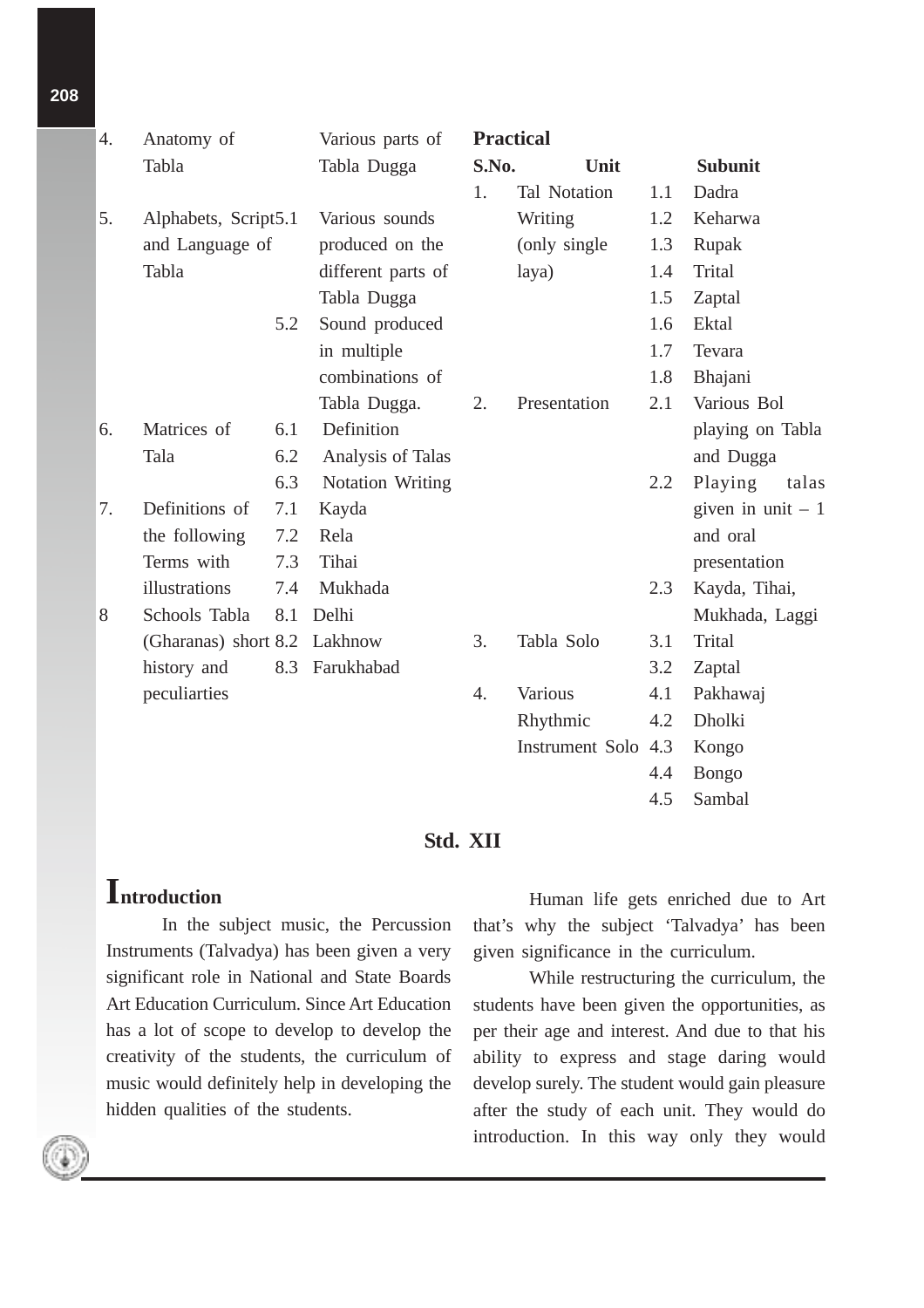| S.No. | Unit | | Subunit |
|---|---|---|---|
| 4. | Anatomy of Tabla | | Various parts of Tabla Dugga |
| 5. | Alphabets, Script and Language of Tabla | 5.1 | Various sounds produced on the different parts of Tabla Dugga |
| | | 5.2 | Sound produced in multiple combinations of Tabla Dugga. |
| 6. | Matrices of Tala | 6.1 | Definition |
| | | 6.2 | Analysis of Talas |
| | | 6.3 | Notation Writing |
| 7. | Definitions of the following Terms with illustrations | 7.1 | Kayda |
| | | 7.2 | Rela |
| | | 7.3 | Tihai |
| | | 7.4 | Mukhada |
| 8 | Schools Tabla (Gharanas) short history and peculiarties | 8.1 | Delhi |
| | | 8.2 | Lakhnow |
| | | 8.3 | Farukhabad |

**Practical**

| S.No. | Unit | | Subunit |
|---|---|---|---|
| 1. | Tal Notation Writing (only single laya) | 1.1 | Dadra |
| | | 1.2 | Keharwa |
| | | 1.3 | Rupak |
| | | 1.4 | Trital |
| | | 1.5 | Zaptal |
| | | 1.6 | Ektal |
| | | 1.7 | Tevara |
| | | 1.8 | Bhajani |
| 2. | Presentation | 2.1 | Various Bol playing on Tabla and Dugga |
| | | 2.2 | Playing talas given in unit – 1 and oral presentation |
| | | 2.3 | Kayda, Tihai, Mukhada, Laggi |
| 3. | Tabla Solo | 3.1 | Trital |
| | | 3.2 | Zaptal |
| 4. | Various Rhythmic Instrument Solo | 4.1 | Pakhawaj |
| | | 4.2 | Dholki |
| | | 4.3 | Kongo |
| | | 4.4 | Bongo |
| | | 4.5 | Sambal |

## Std. XII

### Introduction

In the subject music, the Percussion Instruments (Talvadya) has been given a very significant role in National and State Boards Art Education Curriculum. Since Art Education has a lot of scope to develop to develop the creativity of the students, the curriculum of music would definitely help in developing the hidden qualities of the students.

Human life gets enriched due to Art that's why the subject 'Talvadya' has been given significance in the curriculum.

While restructuring the curriculum, the students have been given the opportunities, as per their age and interest. And due to that his ability to express and stage daring would develop surely. The student would gain pleasure after the study of each unit. They would do introduction. In this way only they would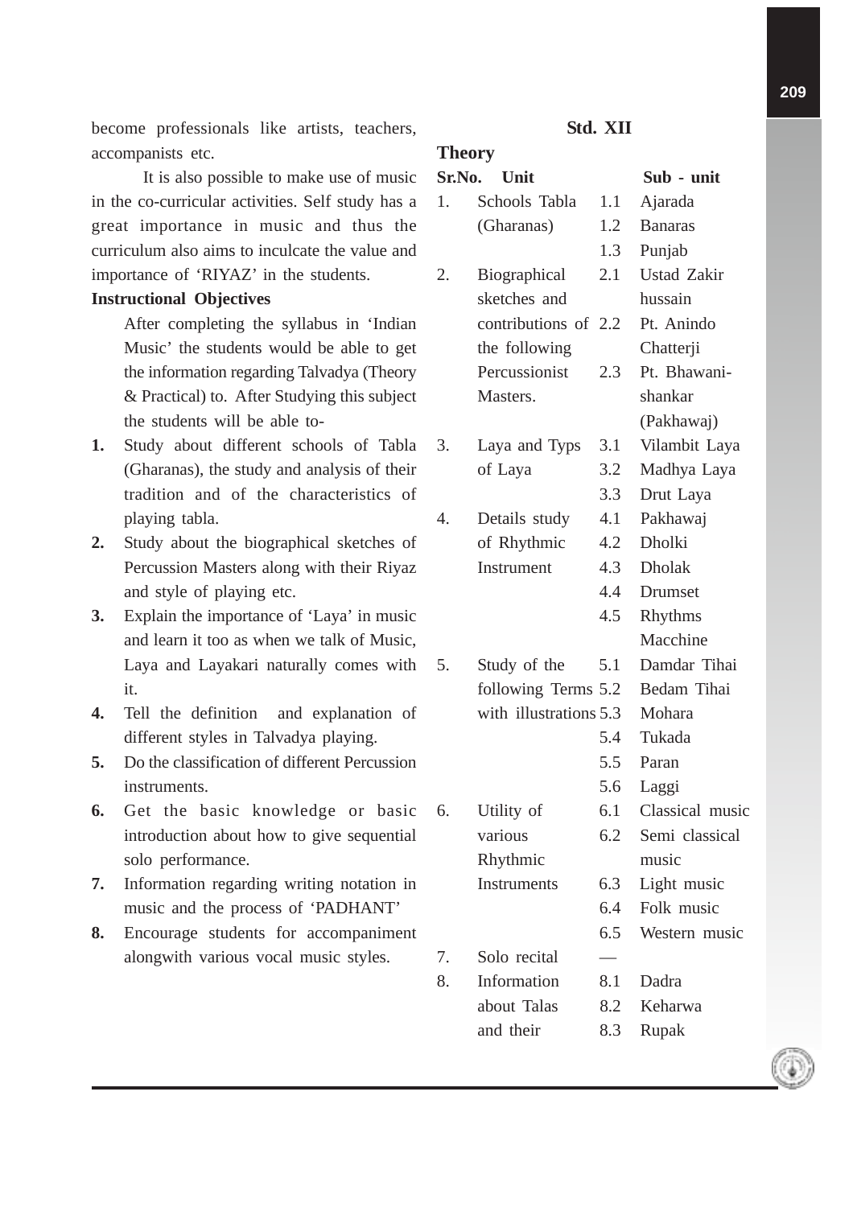become professionals like artists, teachers, accompanists etc.

It is also possible to make use of music in the co-curricular activities. Self study has a great importance in music and thus the curriculum also aims to inculcate the value and importance of 'RIYAZ' in the students.

**Instructional Objectives**

After completing the syllabus in 'Indian Music' the students would be able to get the information regarding Talvadya (Theory & Practical) to. After Studying this subject the students will be able to-

1. Study about different schools of Tabla (Gharanas), the study and analysis of their tradition and of the characteristics of playing tabla.
2. Study about the biographical sketches of Percussion Masters along with their Riyaz and style of playing etc.
3. Explain the importance of 'Laya' in music and learn it too as when we talk of Music, Laya and Layakari naturally comes with it.
4. Tell the definition and explanation of different styles in Talvadya playing.
5. Do the classification of different Percussion instruments.
6. Get the basic knowledge or basic introduction about how to give sequential solo performance.
7. Information regarding writing notation in music and the process of 'PADHANT'
8. Encourage students for accompaniment alongwith various vocal music styles.

## Std. XII

**Theory**

| Sr.No. | Unit | | Sub - unit |
|---|---|---|---|
| 1. | Schools Tabla (Gharanas) | 1.1 | Ajarada |
| | | 1.2 | Banaras |
| | | 1.3 | Punjab |
| 2. | Biographical sketches and contributions of the following Percussionist Masters. | 2.1 | Ustad Zakir hussain |
| | | 2.2 | Pt. Anindo Chatterji |
| | | 2.3 | Pt. Bhawani-shankar (Pakhawaj) |
| 3. | Laya and Typs of Laya | 3.1 | Vilambit Laya |
| | | 3.2 | Madhya Laya |
| | | 3.3 | Drut Laya |
| 4. | Details study of Rhythmic Instrument | 4.1 | Pakhawaj |
| | | 4.2 | Dholki |
| | | 4.3 | Dholak |
| | | 4.4 | Drumset |
| | | 4.5 | Rhythms Macchine |
| 5. | Study of the following Terms with illustrations | 5.1 | Damdar Tihai |
| | | 5.2 | Bedam Tihai |
| | | 5.3 | Mohara |
| | | 5.4 | Tukada |
| | | 5.5 | Paran |
| | | 5.6 | Laggi |
| 6. | Utility of various Rhythmic Instruments | 6.1 | Classical music |
| | | 6.2 | Semi classical music |
| | | 6.3 | Light music |
| | | 6.4 | Folk music |
| | | 6.5 | Western music |
| 7. | Solo recital | — | |
| 8. | Information about Talas and their | 8.1 | Dadra |
| | | 8.2 | Keharwa |
| | | 8.3 | Rupak |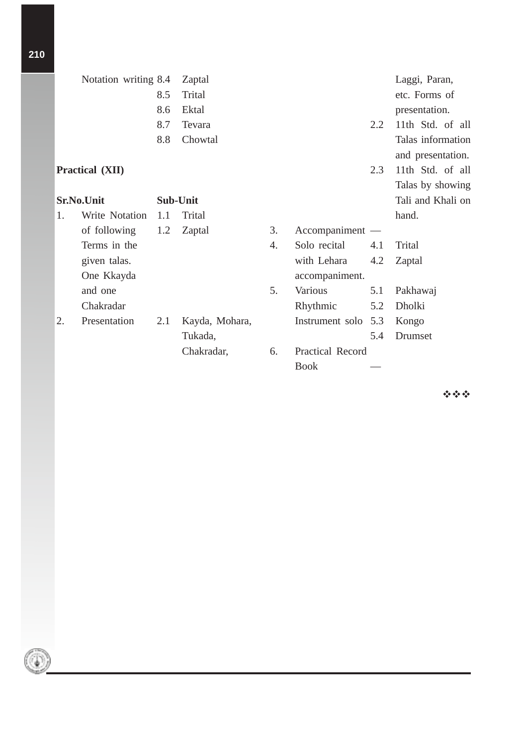| | | | |
|---|---|---|---|
| | Notation writing | 8.4 | Zaptal |
| | | 8.5 | Trital |
| | | 8.6 | Ektal |
| | | 8.7 | Tevara |
| | | 8.8 | Chowtal |

**Practical (XII)**

| Sr.No. | Unit | | Sub-Unit |
|---|---|---|---|
| 1. | Write Notation of following Terms in the given talas. One Kkayda and one Chakradar | 1.1 | Trital |
| | | 1.2 | Zaptal |
| 2. | Presentation | 2.1 | Kayda, Mohara, Tukada, Chakradar, Laggi, Paran, etc. Forms of presentation. |
| | | 2.2 | 11th Std. of all Talas information and presentation. |
| | | 2.3 | 11th Std. of all Talas by showing Tali and Khali on hand. |
| 3. | Accompaniment | — | |
| 4. | Solo recital with Lehara accompaniment. | 4.1 | Trital |
| | | 4.2 | Zaptal |
| 5. | Various Rhythmic Instrument solo | 5.1 | Pakhawaj |
| | | 5.2 | Dholki |
| | | 5.3 | Kongo |
| | | 5.4 | Drumset |
| 6. | Practical Record Book | — | |

❖❖❖